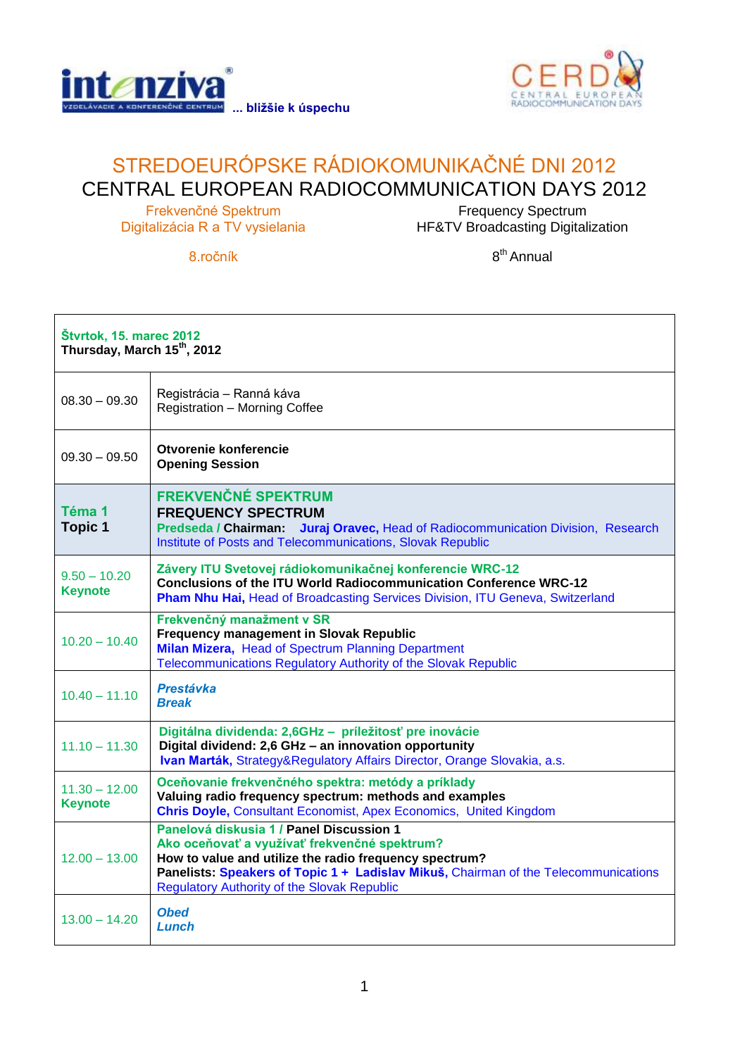intenziva® VZDELÁVACIE A KONFERENČNÉ CENTRUM ... bližšie k úspechu

CERD® CENTRAL EUROPEAN RADIOCOMMUNICATION DAYS

# STREDOEURÓPSKE RÁDIOKOMUNIKAČNÉ DNI 2012
# CENTRAL EUROPEAN RADIOCOMMUNICATION DAYS 2012

Frekvenčné Spektrum
Digitalizácia R a TV vysielania

Frequency Spectrum
HF&TV Broadcasting Digitalization

8.ročník

8th Annual

| **Štvrtok, 15. marec 2012**<br>**Thursday, March 15th, 2012** | |
|---|---|
| 08.30 – 09.30 | Registrácia – Ranná káva<br>Registration – Morning Coffee |
| 09.30 – 09.50 | **Otvorenie konferencie**<br>**Opening Session** |
| **Téma 1**<br>**Topic 1** | **FREKVENČNÉ SPEKTRUM**<br>**FREQUENCY SPECTRUM**<br>**Predseda / Chairman: Juraj Oravec,** Head of Radiocommunication Division, Research Institute of Posts and Telecommunications, Slovak Republic |
| 9.50 – 10.20<br>**Keynote** | **Závery ITU Svetovej rádiokomunikačnej konferencie WRC-12**<br>**Conclusions of the ITU World Radiocommunication Conference WRC-12**<br>**Pham Nhu Hai,** Head of Broadcasting Services Division, ITU Geneva, Switzerland |
| 10.20 – 10.40 | **Frekvenčný manažment v SR**<br>**Frequency management in Slovak Republic**<br>**Milan Mizera,** Head of Spectrum Planning Department<br>Telecommunications Regulatory Authority of the Slovak Republic |
| 10.40 – 11.10 | ***Prestávka***<br>***Break*** |
| 11.10 – 11.30 | **Digitálna dividenda: 2,6GHz – príležitosť pre inovácie**<br>**Digital dividend: 2,6 GHz – an innovation opportunity**<br>**Ivan Marták,** Strategy&Regulatory Affairs Director, Orange Slovakia, a.s. |
| 11.30 – 12.00<br>**Keynote** | **Oceňovanie frekvenčného spektra: metódy a príklady**<br>**Valuing radio frequency spectrum: methods and examples**<br>**Chris Doyle,** Consultant Economist, Apex Economics, United Kingdom |
| 12.00 – 13.00 | **Panelová diskusia 1 / Panel Discussion 1**<br>**Ako oceňovať a využívať frekvenčné spektrum?**<br>**How to value and utilize the radio frequency spectrum?**<br>**Panelists: Speakers of Topic 1 + Ladislav Mikuš,** Chairman of the Telecommunications Regulatory Authority of the Slovak Republic |
| 13.00 – 14.20 | ***Obed***<br>***Lunch*** |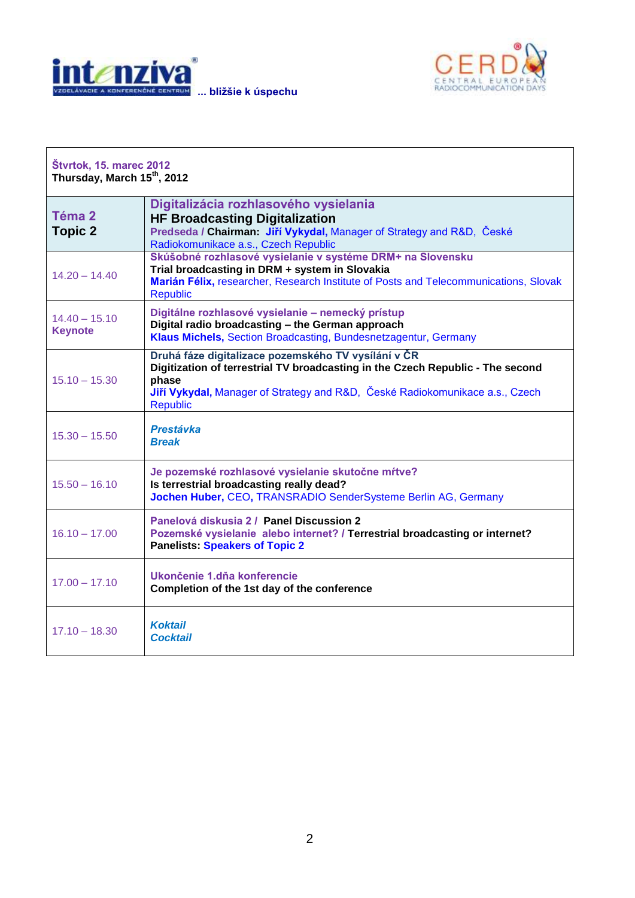**intenziva** VZDELÁVACIE A KONFERENČNÉ CENTRUM ... bližšie k úspechu

CERD CENTRAL EUROPEAN RADIOCOMMUNICATION DAYS

| Štvrtok, 15. marec 2012<br>Thursday, March 15th, 2012 | |
|---|---|
| **Téma 2**<br>**Topic 2** | **Digitalizácia rozhlasového vysielania**<br>**HF Broadcasting Digitalization**<br>**Predseda / Chairman: Jiří Vykydal,** Manager of Strategy and R&D, České Radiokomunikace a.s., Czech Republic |
| 14.20 – 14.40 | **Skúšobné rozhlasové vysielanie v systéme DRM+ na Slovensku**<br>**Trial broadcasting in DRM + system in Slovakia**<br>**Marián Félix,** researcher, Research Institute of Posts and Telecommunications, Slovak Republic |
| 14.40 – 15.10<br>**Keynote** | **Digitálne rozhlasové vysielanie – nemecký prístup**<br>**Digital radio broadcasting – the German approach**<br>**Klaus Michels,** Section Broadcasting, Bundesnetzagentur, Germany |
| 15.10 – 15.30 | **Druhá fáze digitalizace pozemského TV vysílání v ČR**<br>**Digitization of terrestrial TV broadcasting in the Czech Republic - The second phase**<br>**Jiří Vykydal,** Manager of Strategy and R&D, České Radiokomunikace a.s., Czech Republic |
| 15.30 – 15.50 | ***Prestávka***<br>***Break*** |
| 15.50 – 16.10 | **Je pozemské rozhlasové vysielanie skutočne mŕtve?**<br>**Is terrestrial broadcasting really dead?**<br>**Jochen Huber,** CEO, TRANSRADIO SenderSysteme Berlin AG, Germany |
| 16.10 – 17.00 | **Panelová diskusia 2 / Panel Discussion 2**<br>**Pozemské vysielanie alebo internet? / Terrestrial broadcasting or internet?**<br>**Panelists: Speakers of Topic 2** |
| 17.00 – 17.10 | **Ukončenie 1.dňa konferencie**<br>**Completion of the 1st day of the conference** |
| 17.10 – 18.30 | ***Koktail***<br>***Cocktail*** |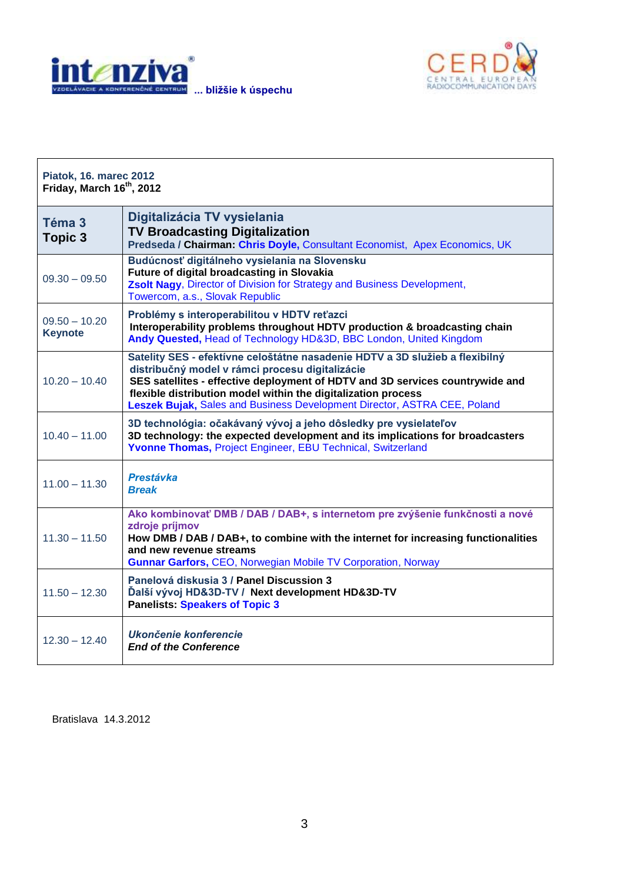intenziva® VZDELÁVACIE A KONFERENČNÉ CENTRUM ... bližšie k úspechu

CERD® CENTRAL EUROPEAN RADIOCOMMUNICATION DAYS

| **Piatok, 16. marec 2012**<br>**Friday, March 16th, 2012** | |
|---|---|
| **Téma 3**<br>**Topic 3** | **Digitalizácia TV vysielania**<br>**TV Broadcasting Digitalization**<br>**Predseda / Chairman: Chris Doyle,** Consultant Economist, Apex Economics, UK |
| 09.30 – 09.50 | **Budúcnosť digitálneho vysielania na Slovensku**<br>**Future of digital broadcasting in Slovakia**<br>**Zsolt Nagy**, Director of Division for Strategy and Business Development, Towercom, a.s., Slovak Republic |
| 09.50 – 10.20<br>**Keynote** | **Problémy s interoperabilitou v HDTV reťazci**<br>**Interoperability problems throughout HDTV production & broadcasting chain**<br>**Andy Quested,** Head of Technology HD&3D, BBC London, United Kingdom |
| 10.20 – 10.40 | **Satelity SES - efektívne celoštátne nasadenie HDTV a 3D služieb a flexibilný distribučný model v rámci procesu digitalizácie**<br>**SES satellites - effective deployment of HDTV and 3D services countrywide and flexible distribution model within the digitalization process**<br>**Leszek Bujak,** Sales and Business Development Director, ASTRA CEE, Poland |
| 10.40 – 11.00 | **3D technológia: očakávaný vývoj a jeho dôsledky pre vysielateľov**<br>**3D technology: the expected development and its implications for broadcasters**<br>**Yvonne Thomas,** Project Engineer, EBU Technical, Switzerland |
| 11.00 – 11.30 | ***Prestávka***<br>***Break*** |
| 11.30 – 11.50 | **Ako kombinovať DMB / DAB / DAB+, s internetom pre zvýšenie funkčnosti a nové zdroje príjmov**<br>**How DMB / DAB / DAB+, to combine with the internet for increasing functionalities and new revenue streams**<br>**Gunnar Garfors,** CEO, Norwegian Mobile TV Corporation, Norway |
| 11.50 – 12.30 | **Panelová diskusia 3 / Panel Discussion 3**<br>**Ďalší vývoj HD&3D-TV / Next development HD&3D-TV**<br>**Panelists: Speakers of Topic 3** |
| 12.30 – 12.40 | ***Ukončenie konferencie***<br>***End of the Conference*** |

Bratislava 14.3.2012